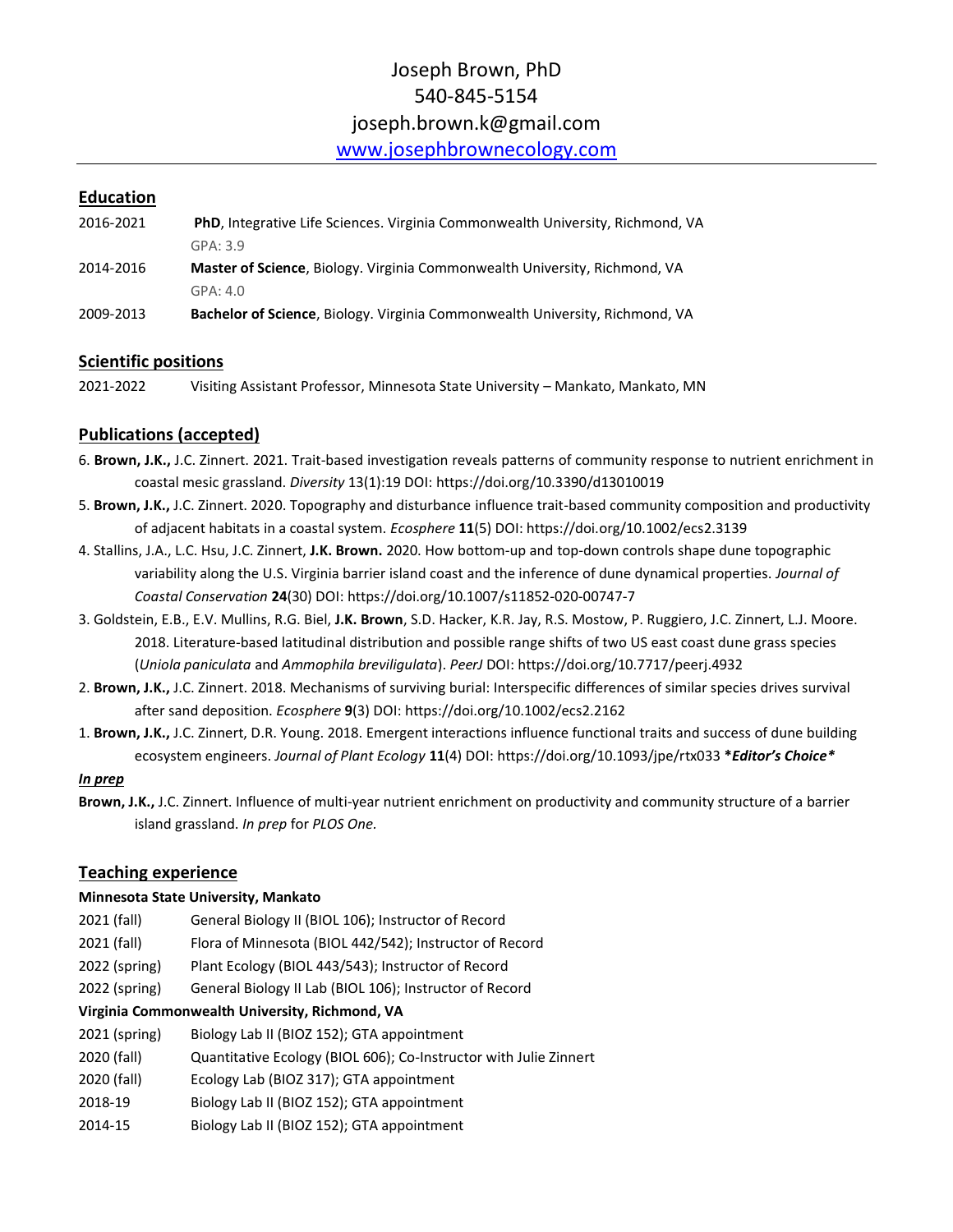# Joseph Brown, PhD

540-845-5154

joseph.brown.k@gmail.com

[www.josephbrownecology.com](http://www.josephbrownecology.com)

## Education

| | |
|---|---|
| 2016-2021 | **PhD**, Integrative Life Sciences. Virginia Commonwealth University, Richmond, VA<br>GPA: 3.9 |
| 2014-2016 | **Master of Science**, Biology. Virginia Commonwealth University, Richmond, VA<br>GPA: 4.0 |
| 2009-2013 | **Bachelor of Science**, Biology. Virginia Commonwealth University, Richmond, VA |

## Scientific positions

| | |
|---|---|
| 2021-2022 | Visiting Assistant Professor, Minnesota State University – Mankato, Mankato, MN |

## Publications (accepted)

6. **Brown, J.K.,** J.C. Zinnert. 2021. Trait-based investigation reveals patterns of community response to nutrient enrichment in coastal mesic grassland. *Diversity* 13(1):19 DOI: https://doi.org/10.3390/d13010019

5. **Brown, J.K.,** J.C. Zinnert. 2020. Topography and disturbance influence trait-based community composition and productivity of adjacent habitats in a coastal system. *Ecosphere* **11**(5) DOI: https://doi.org/10.1002/ecs2.3139

4. Stallins, J.A., L.C. Hsu, J.C. Zinnert, **J.K. Brown.** 2020. How bottom-up and top-down controls shape dune topographic variability along the U.S. Virginia barrier island coast and the inference of dune dynamical properties. *Journal of Coastal Conservation* **24**(30) DOI: https://doi.org/10.1007/s11852-020-00747-7

3. Goldstein, E.B., E.V. Mullins, R.G. Biel, **J.K. Brown**, S.D. Hacker, K.R. Jay, R.S. Mostow, P. Ruggiero, J.C. Zinnert, L.J. Moore. 2018. Literature-based latitudinal distribution and possible range shifts of two US east coast dune grass species (*Uniola paniculata* and *Ammophila breviligulata*). *PeerJ* DOI: https://doi.org/10.7717/peerj.4932

2. **Brown, J.K.,** J.C. Zinnert. 2018. Mechanisms of surviving burial: Interspecific differences of similar species drives survival after sand deposition. *Ecosphere* **9**(3) DOI: https://doi.org/10.1002/ecs2.2162

1. **Brown, J.K.,** J.C. Zinnert, D.R. Young. 2018. Emergent interactions influence functional traits and success of dune building ecosystem engineers. *Journal of Plant Ecology* **11**(4) DOI: https://doi.org/10.1093/jpe/rtx033 ***Editor's Choice***

***In prep***

**Brown, J.K.,** J.C. Zinnert. Influence of multi-year nutrient enrichment on productivity and community structure of a barrier island grassland. *In prep* for *PLOS One*.

## Teaching experience

**Minnesota State University, Mankato**

| | |
|---|---|
| 2021 (fall) | General Biology II (BIOL 106); Instructor of Record |
| 2021 (fall) | Flora of Minnesota (BIOL 442/542); Instructor of Record |
| 2022 (spring) | Plant Ecology (BIOL 443/543); Instructor of Record |
| 2022 (spring) | General Biology II Lab (BIOL 106); Instructor of Record |

**Virginia Commonwealth University, Richmond, VA**

| | |
|---|---|
| 2021 (spring) | Biology Lab II (BIOZ 152); GTA appointment |
| 2020 (fall) | Quantitative Ecology (BIOL 606); Co-Instructor with Julie Zinnert |
| 2020 (fall) | Ecology Lab (BIOZ 317); GTA appointment |
| 2018-19 | Biology Lab II (BIOZ 152); GTA appointment |
| 2014-15 | Biology Lab II (BIOZ 152); GTA appointment |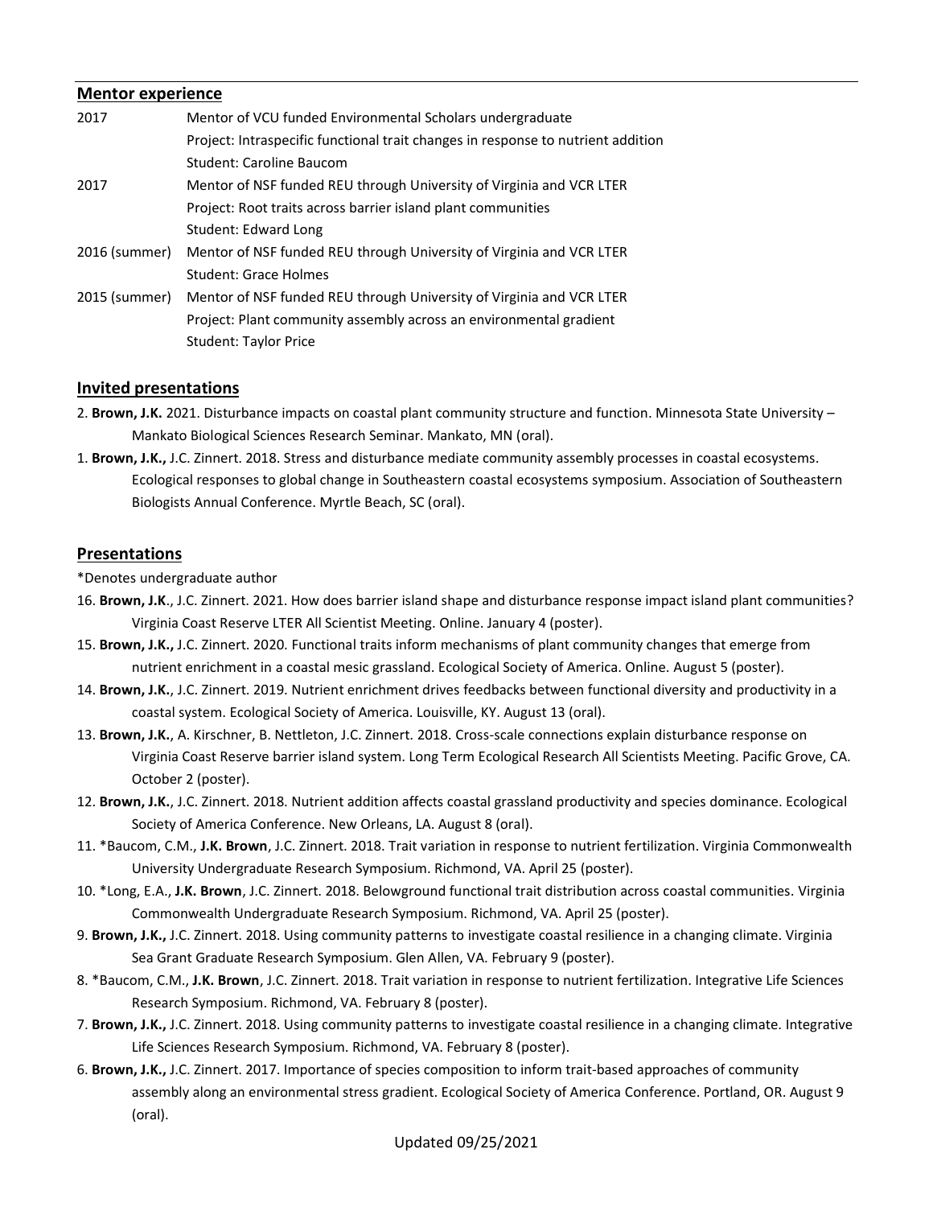## Mentor experience

| | |
|---|---|
| 2017 | Mentor of VCU funded Environmental Scholars undergraduate<br>Project: Intraspecific functional trait changes in response to nutrient addition<br>Student: Caroline Baucom |
| 2017 | Mentor of NSF funded REU through University of Virginia and VCR LTER<br>Project: Root traits across barrier island plant communities<br>Student: Edward Long |
| 2016 (summer) | Mentor of NSF funded REU through University of Virginia and VCR LTER<br>Student: Grace Holmes |
| 2015 (summer) | Mentor of NSF funded REU through University of Virginia and VCR LTER<br>Project: Plant community assembly across an environmental gradient<br>Student: Taylor Price |

## Invited presentations

2. **Brown, J.K.** 2021. Disturbance impacts on coastal plant community structure and function. Minnesota State University – Mankato Biological Sciences Research Seminar. Mankato, MN (oral).

1. **Brown, J.K.,** J.C. Zinnert. 2018. Stress and disturbance mediate community assembly processes in coastal ecosystems. Ecological responses to global change in Southeastern coastal ecosystems symposium. Association of Southeastern Biologists Annual Conference. Myrtle Beach, SC (oral).

## Presentations

*Denotes undergraduate author

16. **Brown, J.K**., J.C. Zinnert. 2021. How does barrier island shape and disturbance response impact island plant communities? Virginia Coast Reserve LTER All Scientist Meeting. Online. January 4 (poster).

15. **Brown, J.K.,** J.C. Zinnert. 2020. Functional traits inform mechanisms of plant community changes that emerge from nutrient enrichment in a coastal mesic grassland. Ecological Society of America. Online. August 5 (poster).

14. **Brown, J.K.**, J.C. Zinnert. 2019. Nutrient enrichment drives feedbacks between functional diversity and productivity in a coastal system. Ecological Society of America. Louisville, KY. August 13 (oral).

13. **Brown, J.K.**, A. Kirschner, B. Nettleton, J.C. Zinnert. 2018. Cross-scale connections explain disturbance response on Virginia Coast Reserve barrier island system. Long Term Ecological Research All Scientists Meeting. Pacific Grove, CA. October 2 (poster).

12. **Brown, J.K.**, J.C. Zinnert. 2018. Nutrient addition affects coastal grassland productivity and species dominance. Ecological Society of America Conference. New Orleans, LA. August 8 (oral).

11. *Baucom, C.M., **J.K. Brown**, J.C. Zinnert. 2018. Trait variation in response to nutrient fertilization. Virginia Commonwealth University Undergraduate Research Symposium. Richmond, VA. April 25 (poster).

10. *Long, E.A., **J.K. Brown**, J.C. Zinnert. 2018. Belowground functional trait distribution across coastal communities. Virginia Commonwealth Undergraduate Research Symposium. Richmond, VA. April 25 (poster).

9. **Brown, J.K.,** J.C. Zinnert. 2018. Using community patterns to investigate coastal resilience in a changing climate. Virginia Sea Grant Graduate Research Symposium. Glen Allen, VA. February 9 (poster).

8. *Baucom, C.M., **J.K. Brown**, J.C. Zinnert. 2018. Trait variation in response to nutrient fertilization. Integrative Life Sciences Research Symposium. Richmond, VA. February 8 (poster).

7. **Brown, J.K.,** J.C. Zinnert. 2018. Using community patterns to investigate coastal resilience in a changing climate. Integrative Life Sciences Research Symposium. Richmond, VA. February 8 (poster).

6. **Brown, J.K.,** J.C. Zinnert. 2017. Importance of species composition to inform trait-based approaches of community assembly along an environmental stress gradient. Ecological Society of America Conference. Portland, OR. August 9 (oral).

Updated 09/25/2021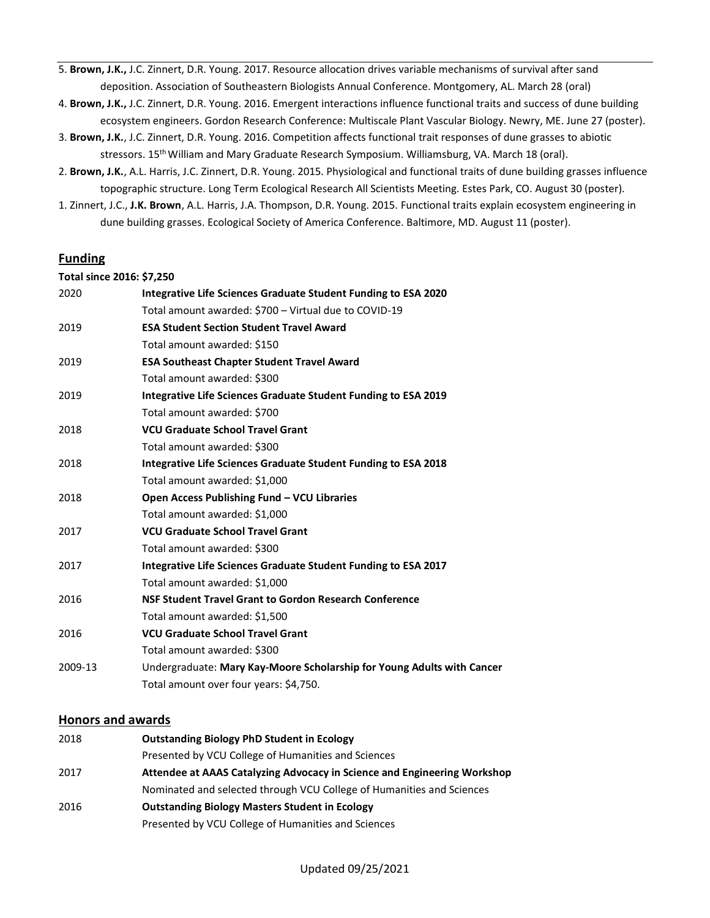5. **Brown, J.K.,** J.C. Zinnert, D.R. Young. 2017. Resource allocation drives variable mechanisms of survival after sand deposition. Association of Southeastern Biologists Annual Conference. Montgomery, AL. March 28 (oral)

4. **Brown, J.K.,** J.C. Zinnert, D.R. Young. 2016. Emergent interactions influence functional traits and success of dune building ecosystem engineers. Gordon Research Conference: Multiscale Plant Vascular Biology. Newry, ME. June 27 (poster).

3. **Brown, J.K.**, J.C. Zinnert, D.R. Young. 2016. Competition affects functional trait responses of dune grasses to abiotic stressors. 15th William and Mary Graduate Research Symposium. Williamsburg, VA. March 18 (oral).

2. **Brown, J.K.**, A.L. Harris, J.C. Zinnert, D.R. Young. 2015. Physiological and functional traits of dune building grasses influence topographic structure. Long Term Ecological Research All Scientists Meeting. Estes Park, CO. August 30 (poster).

1. Zinnert, J.C., **J.K. Brown**, A.L. Harris, J.A. Thompson, D.R. Young. 2015. Functional traits explain ecosystem engineering in dune building grasses. Ecological Society of America Conference. Baltimore, MD. August 11 (poster).

## Funding

**Total since 2016: $7,250**

2020 **Integrative Life Sciences Graduate Student Funding to ESA 2020**
Total amount awarded: $700 – Virtual due to COVID-19

2019 **ESA Student Section Student Travel Award**
Total amount awarded: $150

2019 **ESA Southeast Chapter Student Travel Award**
Total amount awarded: $300

2019 **Integrative Life Sciences Graduate Student Funding to ESA 2019**
Total amount awarded: $700

2018 **VCU Graduate School Travel Grant**
Total amount awarded: $300

2018 **Integrative Life Sciences Graduate Student Funding to ESA 2018**
Total amount awarded: $1,000

2018 **Open Access Publishing Fund – VCU Libraries**
Total amount awarded: $1,000

2017 **VCU Graduate School Travel Grant**
Total amount awarded: $300

2017 **Integrative Life Sciences Graduate Student Funding to ESA 2017**
Total amount awarded: $1,000

2016 **NSF Student Travel Grant to Gordon Research Conference**
Total amount awarded: $1,500

2016 **VCU Graduate School Travel Grant**
Total amount awarded: $300

2009-13 Undergraduate: **Mary Kay-Moore Scholarship for Young Adults with Cancer**
Total amount over four years: $4,750.

## Honors and awards

2018 **Outstanding Biology PhD Student in Ecology**
Presented by VCU College of Humanities and Sciences

2017 **Attendee at AAAS Catalyzing Advocacy in Science and Engineering Workshop**
Nominated and selected through VCU College of Humanities and Sciences

2016 **Outstanding Biology Masters Student in Ecology**
Presented by VCU College of Humanities and Sciences

Updated 09/25/2021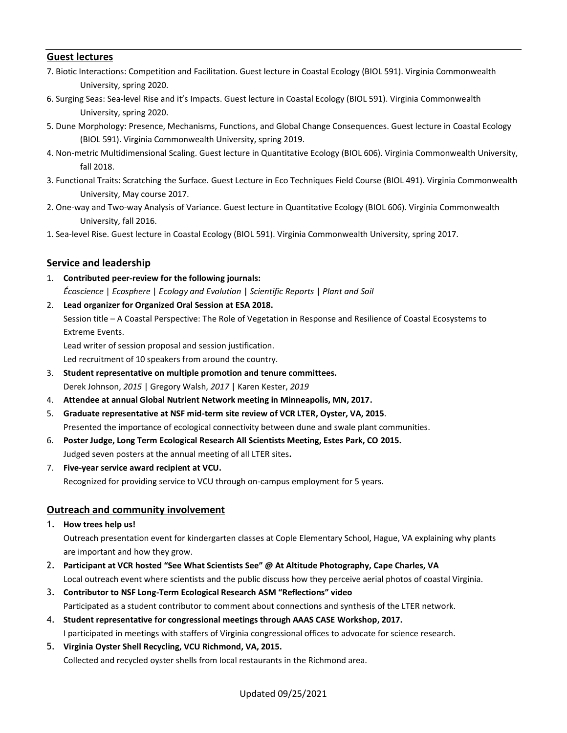## Guest lectures

7. Biotic Interactions: Competition and Facilitation. Guest lecture in Coastal Ecology (BIOL 591). Virginia Commonwealth University, spring 2020.
6. Surging Seas: Sea-level Rise and it's Impacts. Guest lecture in Coastal Ecology (BIOL 591). Virginia Commonwealth University, spring 2020.
5. Dune Morphology: Presence, Mechanisms, Functions, and Global Change Consequences. Guest lecture in Coastal Ecology (BIOL 591). Virginia Commonwealth University, spring 2019.
4. Non-metric Multidimensional Scaling. Guest lecture in Quantitative Ecology (BIOL 606). Virginia Commonwealth University, fall 2018.
3. Functional Traits: Scratching the Surface. Guest Lecture in Eco Techniques Field Course (BIOL 491). Virginia Commonwealth University, May course 2017.
2. One-way and Two-way Analysis of Variance. Guest lecture in Quantitative Ecology (BIOL 606). Virginia Commonwealth University, fall 2016.
1. Sea-level Rise. Guest lecture in Coastal Ecology (BIOL 591). Virginia Commonwealth University, spring 2017.

## Service and leadership

1. **Contributed peer-review for the following journals:**
   *Écoscience | Ecosphere | Ecology and Evolution | Scientific Reports | Plant and Soil*
2. **Lead organizer for Organized Oral Session at ESA 2018.**
   Session title – A Coastal Perspective: The Role of Vegetation in Response and Resilience of Coastal Ecosystems to Extreme Events.
   Lead writer of session proposal and session justification.
   Led recruitment of 10 speakers from around the country.
3. **Student representative on multiple promotion and tenure committees.**
   Derek Johnson, *2015* | Gregory Walsh, *2017* | Karen Kester, *2019*
4. **Attendee at annual Global Nutrient Network meeting in Minneapolis, MN, 2017.**
5. **Graduate representative at NSF mid-term site review of VCR LTER, Oyster, VA, 2015**.
   Presented the importance of ecological connectivity between dune and swale plant communities.
6. **Poster Judge, Long Term Ecological Research All Scientists Meeting, Estes Park, CO 2015.**
   Judged seven posters at the annual meeting of all LTER sites**.**
7. **Five-year service award recipient at VCU.**
   Recognized for providing service to VCU through on-campus employment for 5 years.

## Outreach and community involvement

1. **How trees help us!**
   Outreach presentation event for kindergarten classes at Cople Elementary School, Hague, VA explaining why plants are important and how they grow.
2. **Participant at VCR hosted "See What Scientists See" @ At Altitude Photography, Cape Charles, VA**
   Local outreach event where scientists and the public discuss how they perceive aerial photos of coastal Virginia.
3. **Contributor to NSF Long-Term Ecological Research ASM "Reflections" video**
   Participated as a student contributor to comment about connections and synthesis of the LTER network.
4. **Student representative for congressional meetings through AAAS CASE Workshop, 2017.**
   I participated in meetings with staffers of Virginia congressional offices to advocate for science research.
5. **Virginia Oyster Shell Recycling, VCU Richmond, VA, 2015.**
   Collected and recycled oyster shells from local restaurants in the Richmond area.

Updated 09/25/2021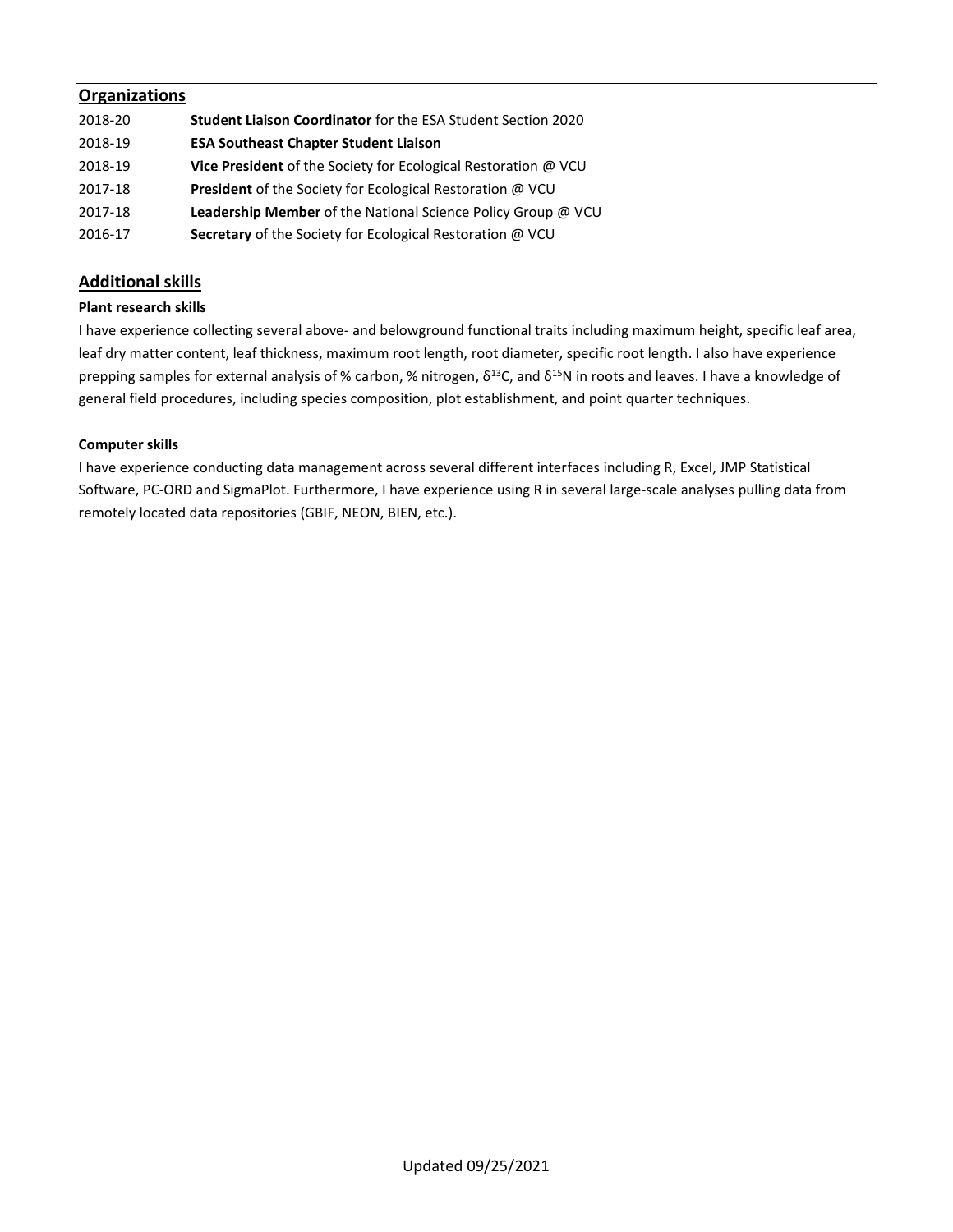## Organizations

| | |
|---|---|
| 2018-20 | **Student Liaison Coordinator** for the ESA Student Section 2020 |
| 2018-19 | **ESA Southeast Chapter Student Liaison** |
| 2018-19 | **Vice President** of the Society for Ecological Restoration @ VCU |
| 2017-18 | **President** of the Society for Ecological Restoration @ VCU |
| 2017-18 | **Leadership Member** of the National Science Policy Group @ VCU |
| 2016-17 | **Secretary** of the Society for Ecological Restoration @ VCU |

## Additional skills

**Plant research skills**

I have experience collecting several above- and belowground functional traits including maximum height, specific leaf area, leaf dry matter content, leaf thickness, maximum root length, root diameter, specific root length. I also have experience prepping samples for external analysis of % carbon, % nitrogen, $\delta^{13}C$, and $\delta^{15}N$ in roots and leaves. I have a knowledge of general field procedures, including species composition, plot establishment, and point quarter techniques.

**Computer skills**

I have experience conducting data management across several different interfaces including R, Excel, JMP Statistical Software, PC-ORD and SigmaPlot. Furthermore, I have experience using R in several large-scale analyses pulling data from remotely located data repositories (GBIF, NEON, BIEN, etc.).

Updated 09/25/2021